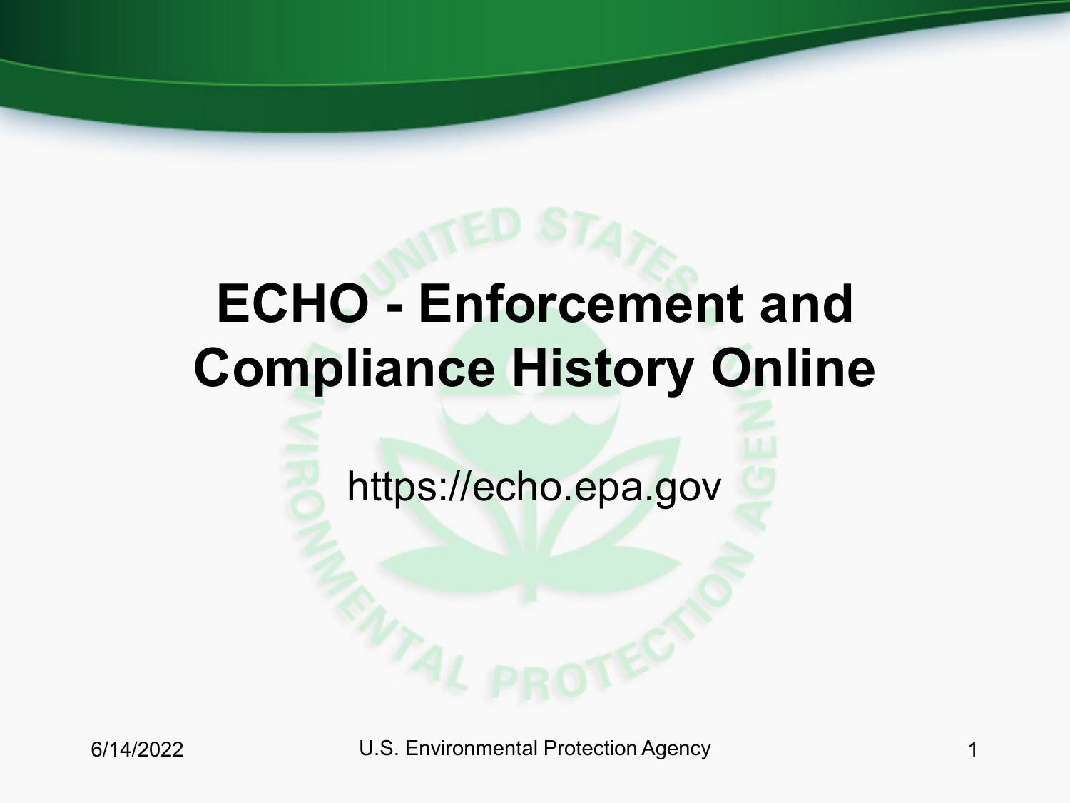# ECHO - Enforcement and Compliance History Online

https://echo.epa.gov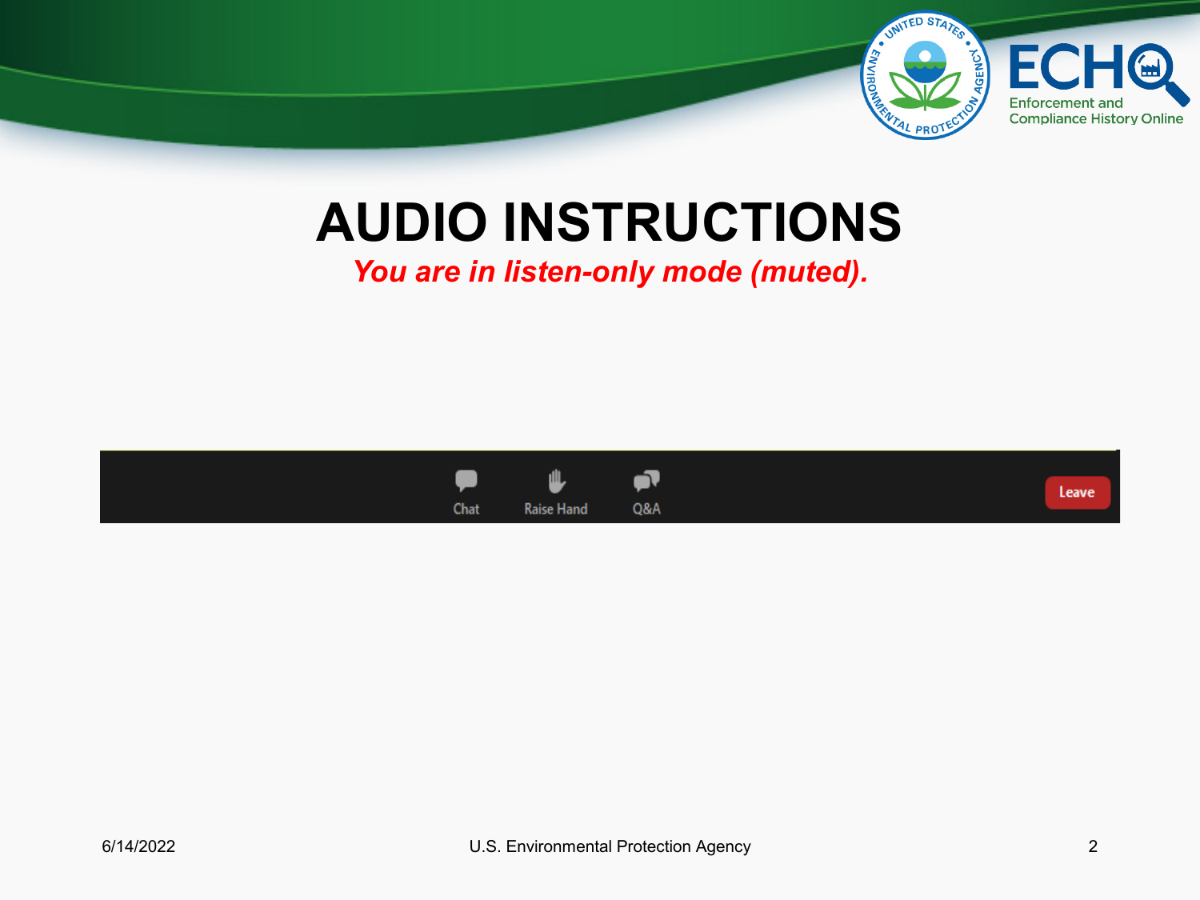# AUDIO INSTRUCTIONS

***You are in listen-only mode (muted).***

Chat Raise Hand Q&A Leave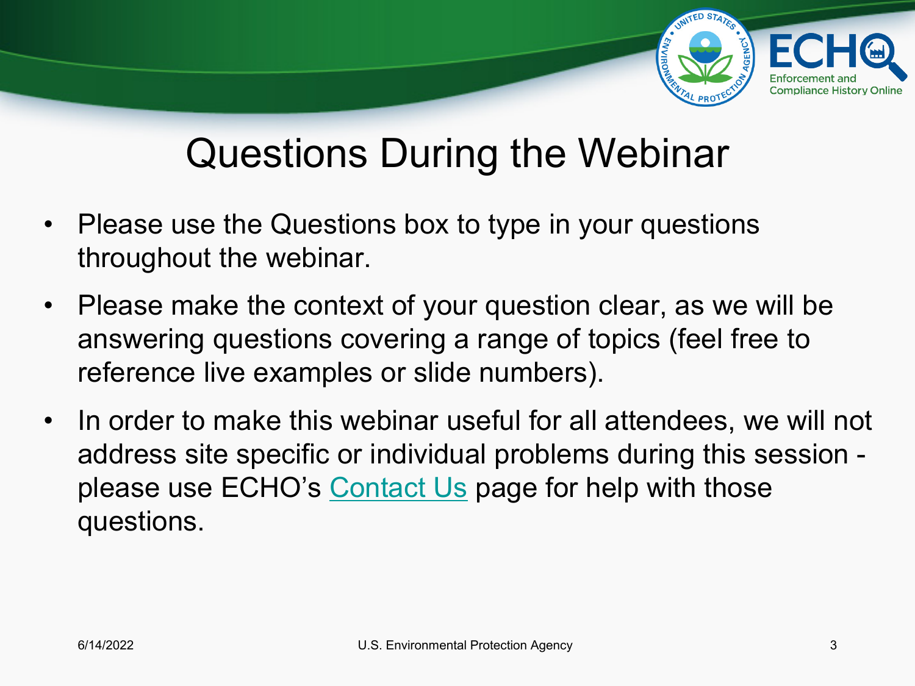# Questions During the Webinar

- Please use the Questions box to type in your questions throughout the webinar.
- Please make the context of your question clear, as we will be answering questions covering a range of topics (feel free to reference live examples or slide numbers).
- In order to make this webinar useful for all attendees, we will not address site specific or individual problems during this session - please use ECHO's Contact Us page for help with those questions.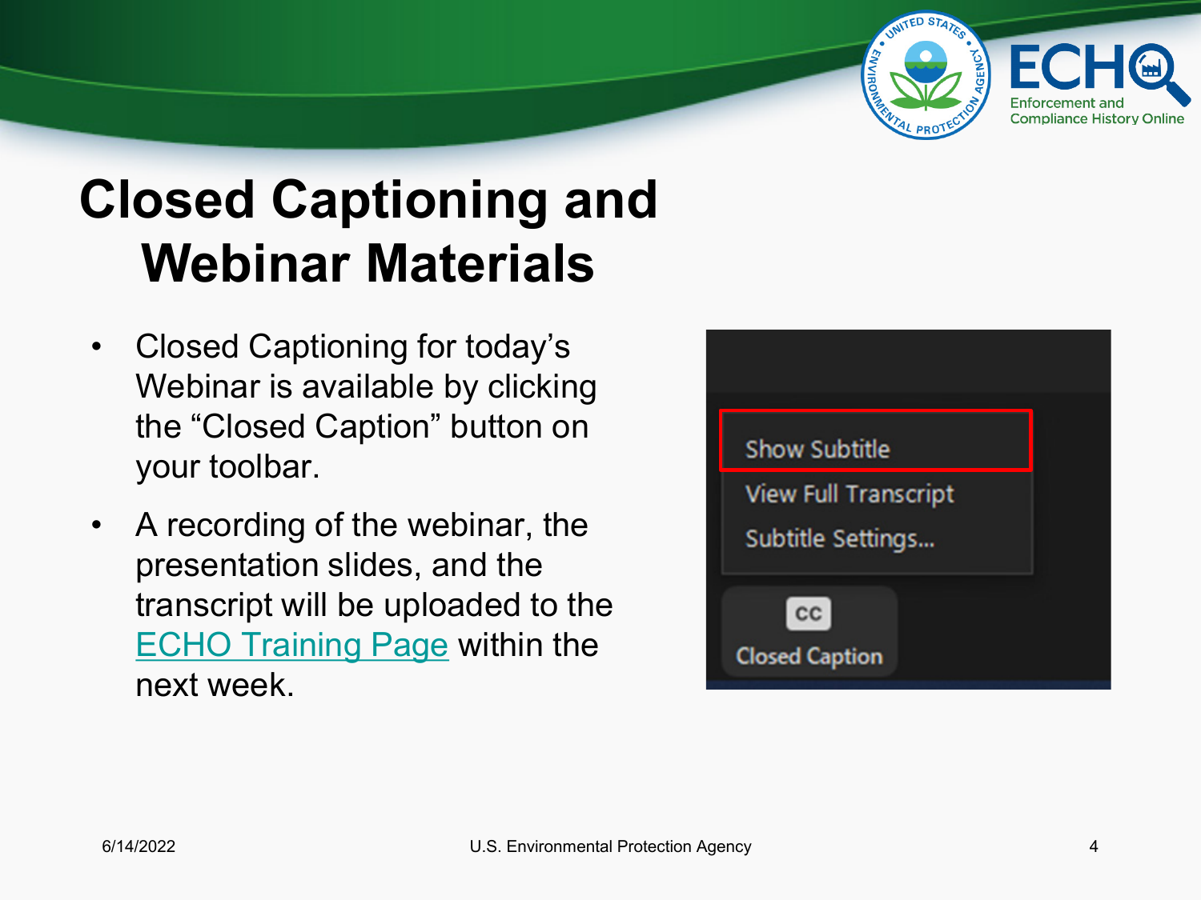# Closed Captioning and Webinar Materials

- Closed Captioning for today's Webinar is available by clicking the "Closed Caption" button on your toolbar.
- A recording of the webinar, the presentation slides, and the transcript will be uploaded to the ECHO Training Page within the next week.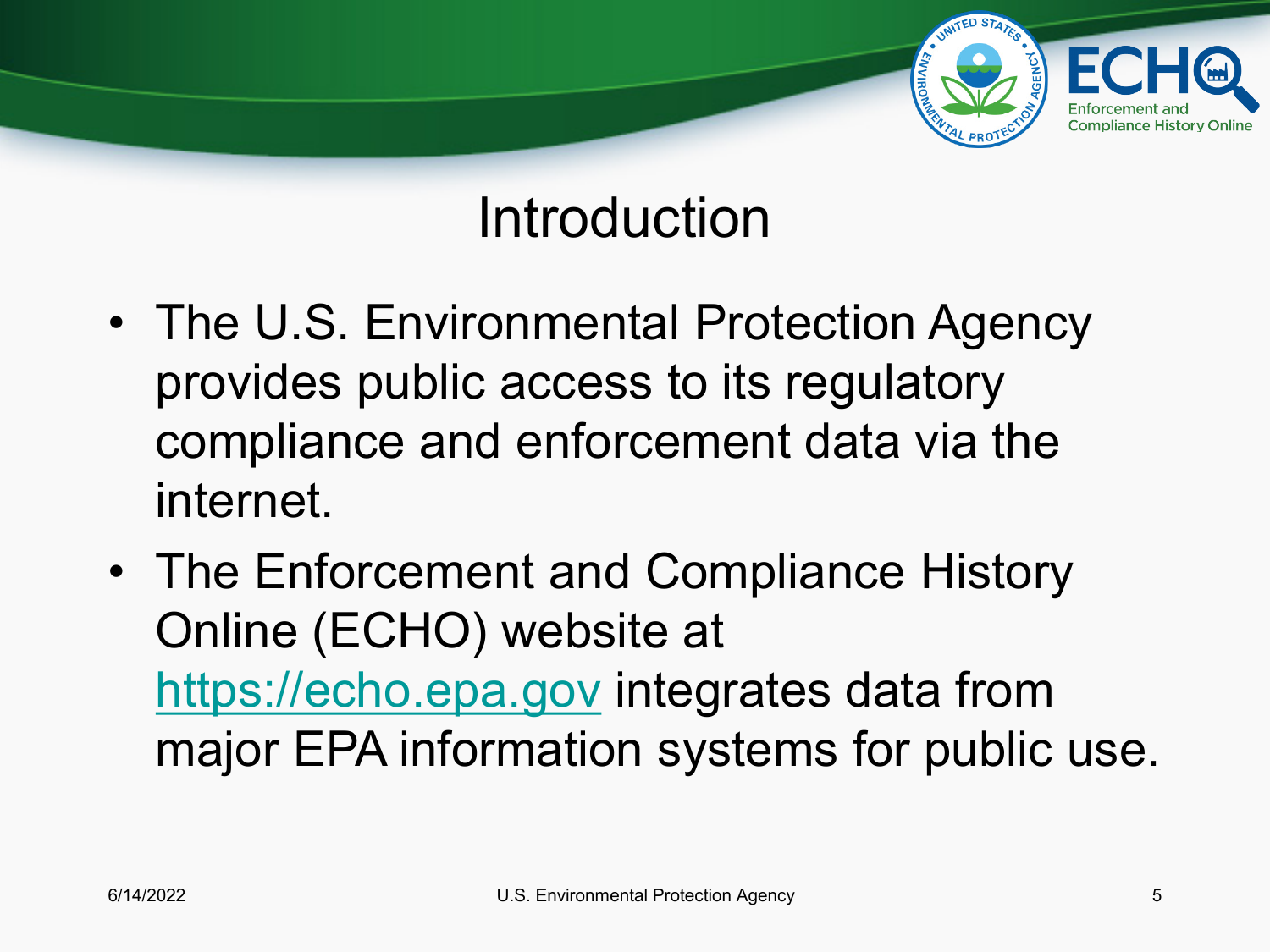# Introduction

- The U.S. Environmental Protection Agency provides public access to its regulatory compliance and enforcement data via the internet.
- The Enforcement and Compliance History Online (ECHO) website at https://echo.epa.gov integrates data from major EPA information systems for public use.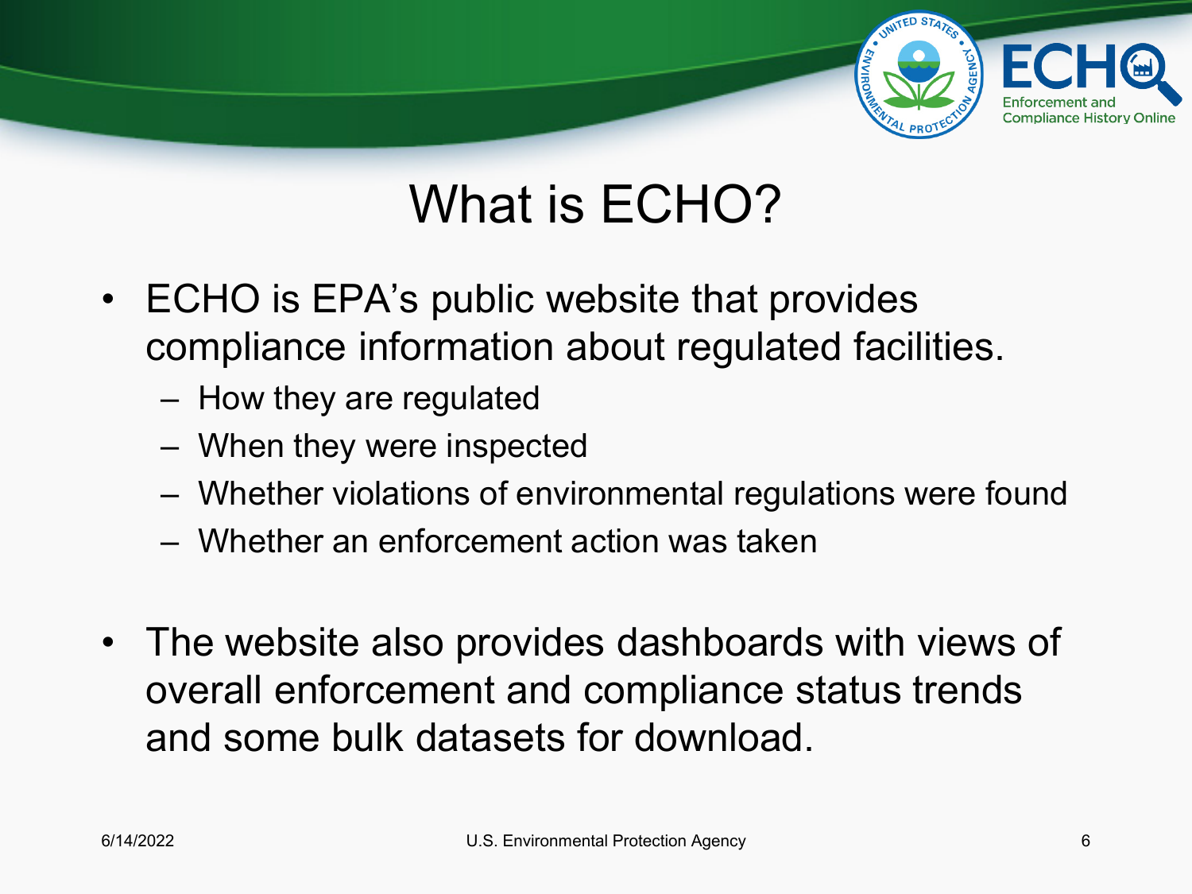# What is ECHO?

- ECHO is EPA's public website that provides compliance information about regulated facilities.
  - How they are regulated
  - When they were inspected
  - Whether violations of environmental regulations were found
  - Whether an enforcement action was taken

- The website also provides dashboards with views of overall enforcement and compliance status trends and some bulk datasets for download.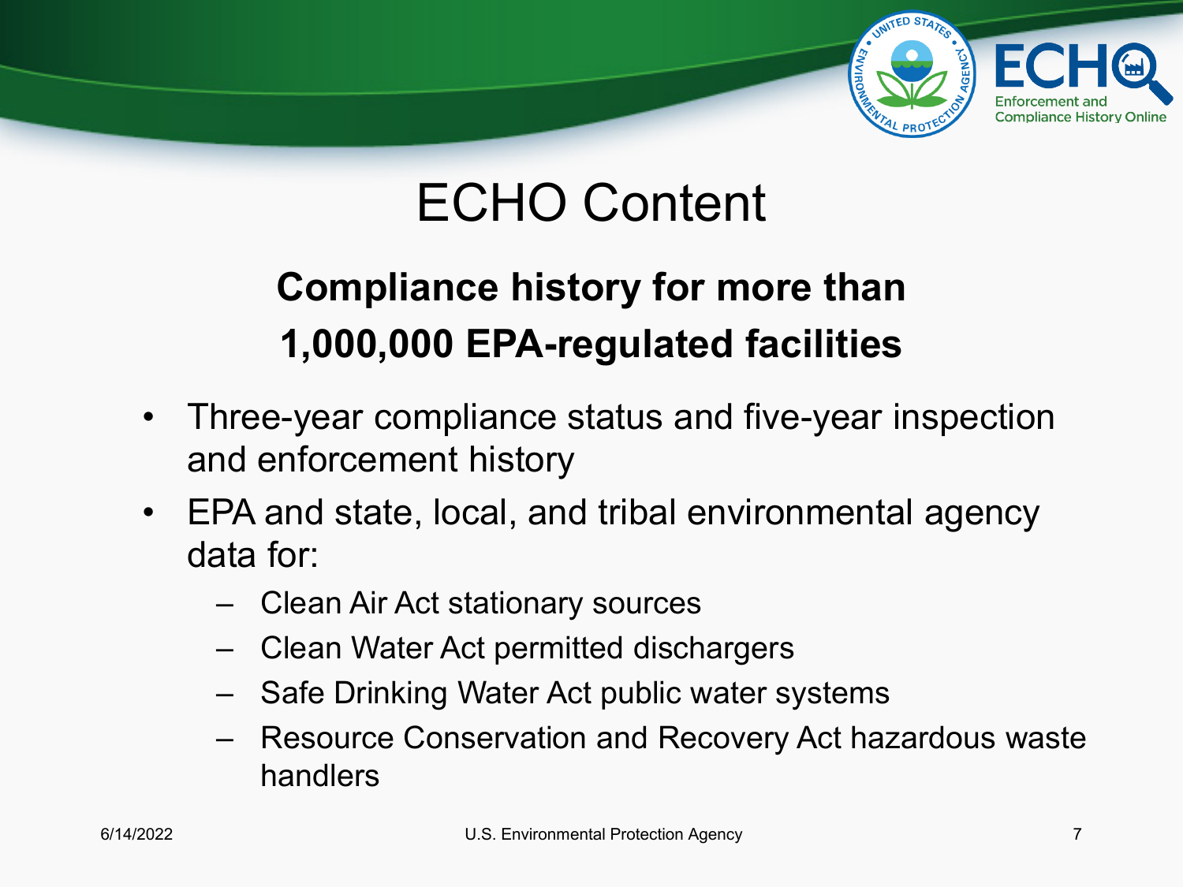# ECHO Content

**Compliance history for more than 1,000,000 EPA-regulated facilities**

- Three-year compliance status and five-year inspection and enforcement history
- EPA and state, local, and tribal environmental agency data for:
  - Clean Air Act stationary sources
  - Clean Water Act permitted dischargers
  - Safe Drinking Water Act public water systems
  - Resource Conservation and Recovery Act hazardous waste handlers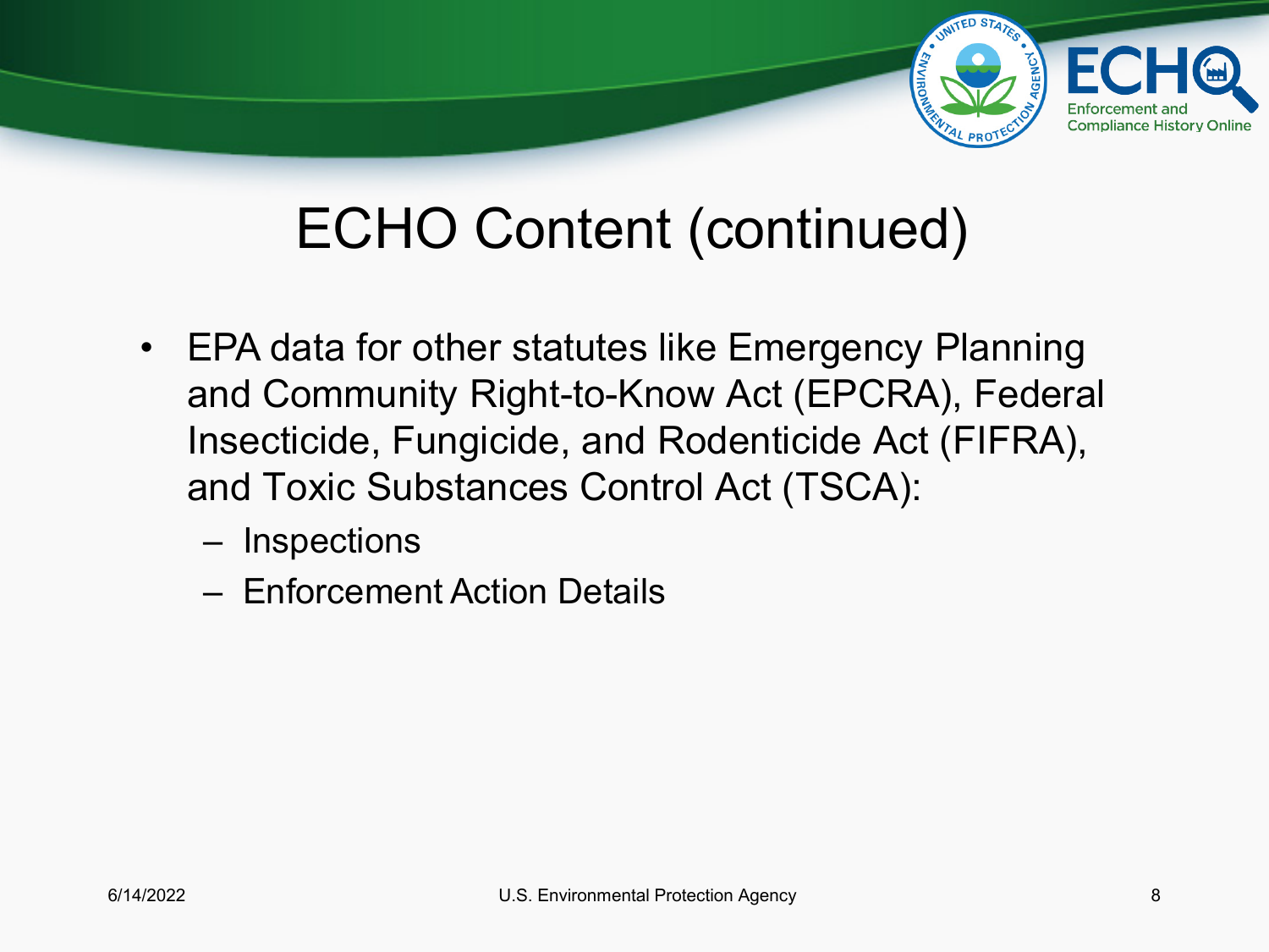# ECHO Content (continued)

- EPA data for other statutes like Emergency Planning and Community Right-to-Know Act (EPCRA), Federal Insecticide, Fungicide, and Rodenticide Act (FIFRA), and Toxic Substances Control Act (TSCA):
  - Inspections
  - Enforcement Action Details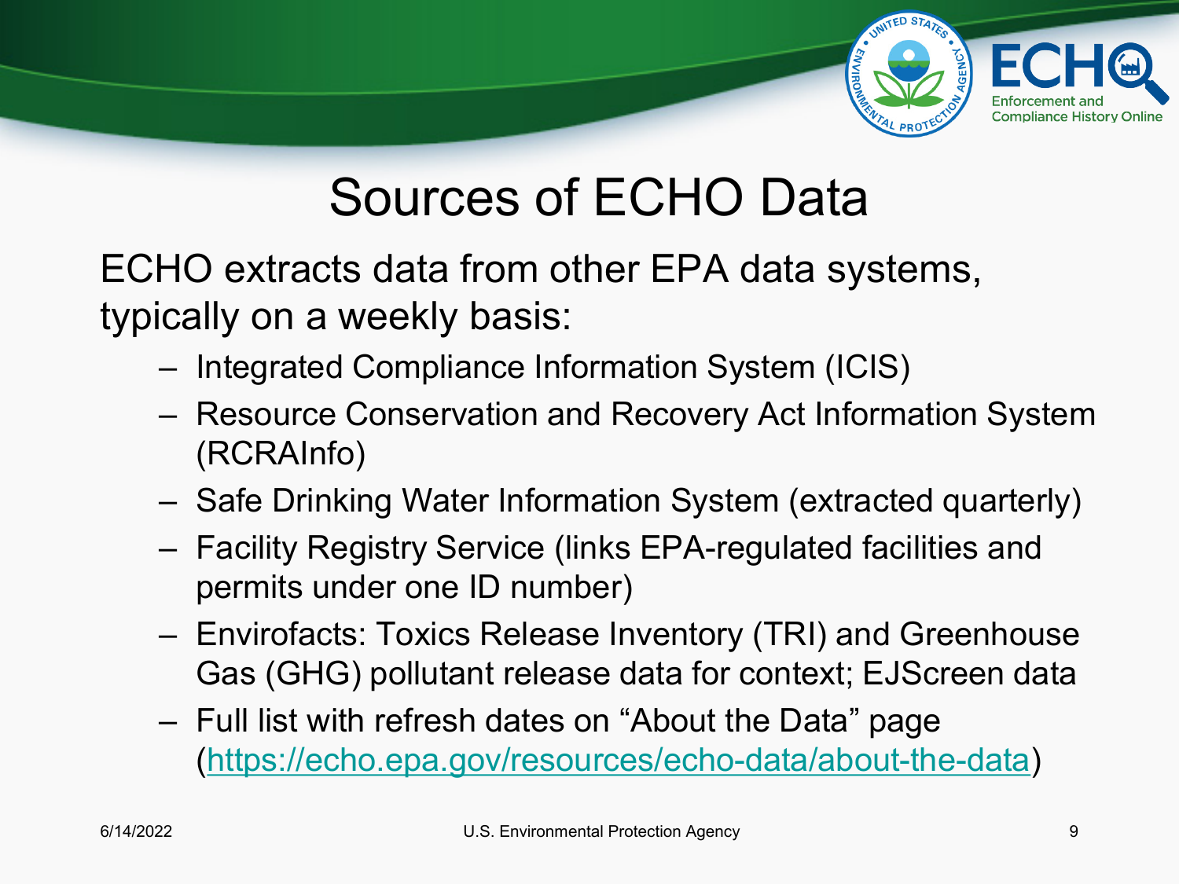# Sources of ECHO Data

ECHO extracts data from other EPA data systems, typically on a weekly basis:

- Integrated Compliance Information System (ICIS)
- Resource Conservation and Recovery Act Information System (RCRAInfo)
- Safe Drinking Water Information System (extracted quarterly)
- Facility Registry Service (links EPA-regulated facilities and permits under one ID number)
- Envirofacts: Toxics Release Inventory (TRI) and Greenhouse Gas (GHG) pollutant release data for context; EJScreen data
- Full list with refresh dates on "About the Data" page (https://echo.epa.gov/resources/echo-data/about-the-data)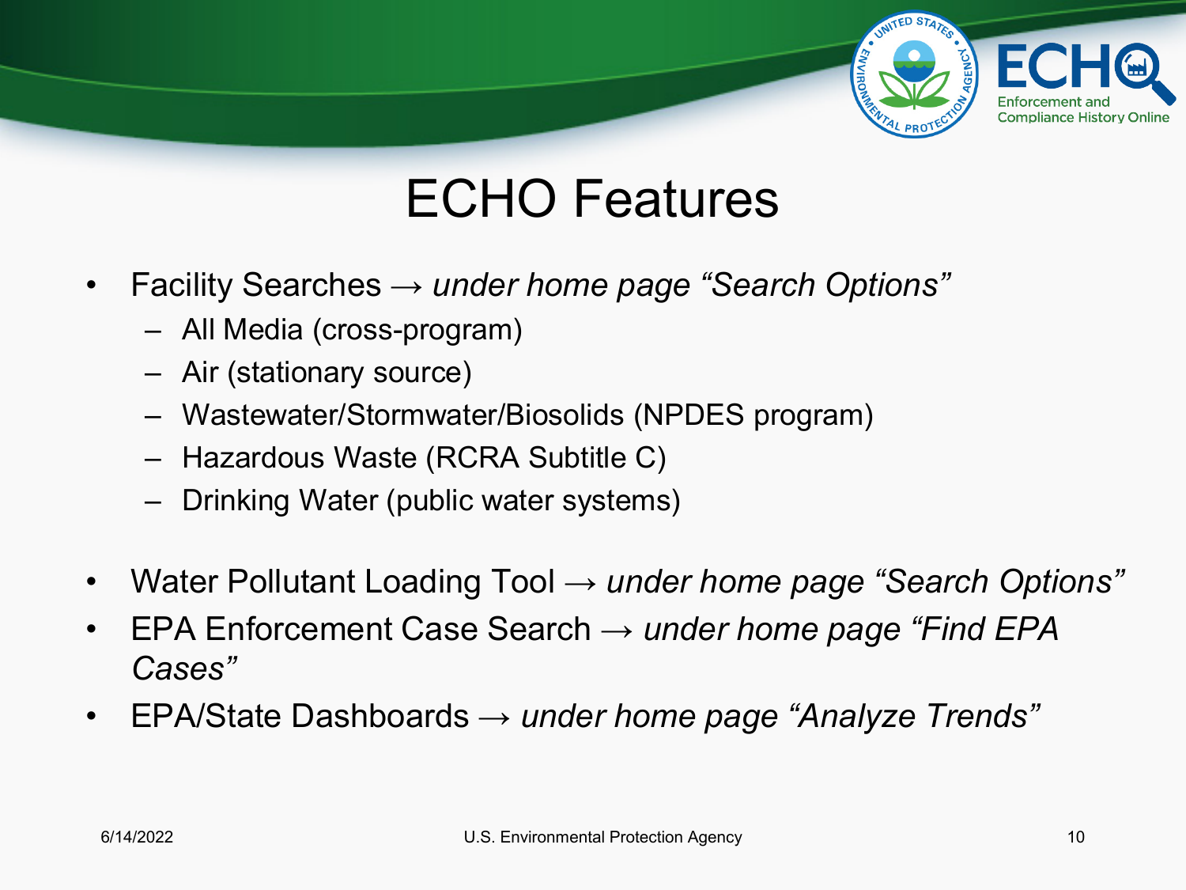# ECHO Features

- Facility Searches → *under home page "Search Options"*
  - All Media (cross-program)
  - Air (stationary source)
  - Wastewater/Stormwater/Biosolids (NPDES program)
  - Hazardous Waste (RCRA Subtitle C)
  - Drinking Water (public water systems)

- Water Pollutant Loading Tool → *under home page "Search Options"*
- EPA Enforcement Case Search → *under home page "Find EPA Cases"*
- EPA/State Dashboards → *under home page "Analyze Trends"*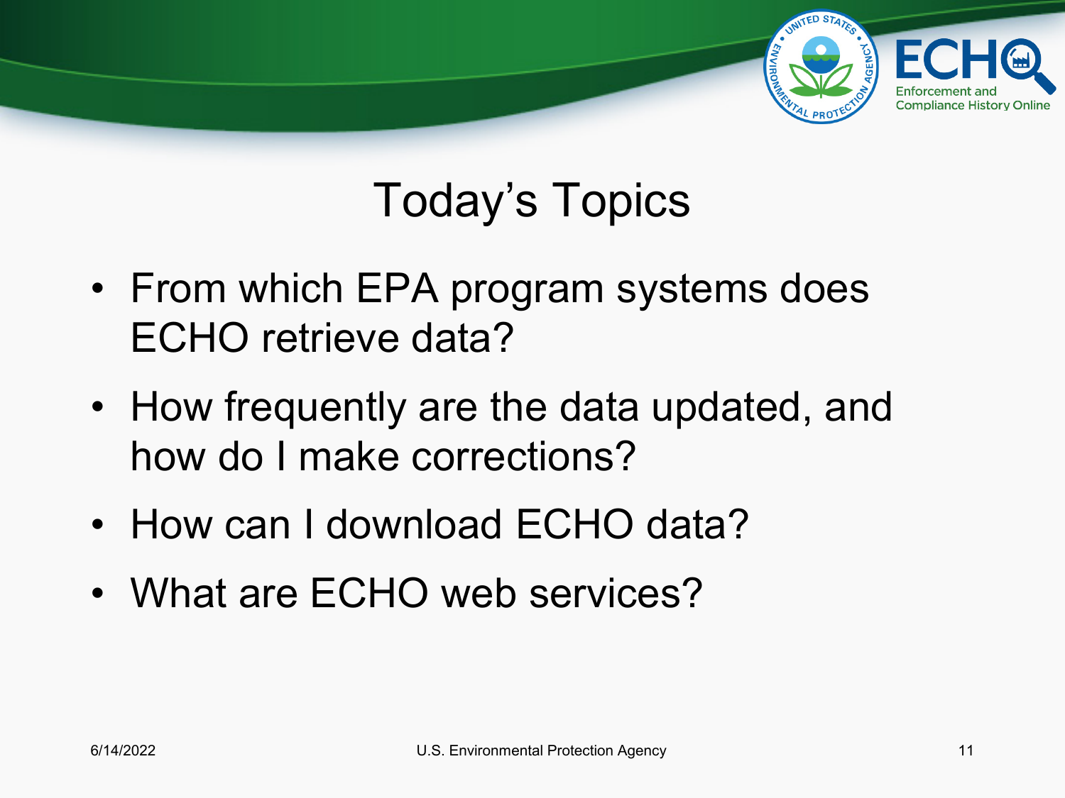# Today's Topics

- From which EPA program systems does ECHO retrieve data?
- How frequently are the data updated, and how do I make corrections?
- How can I download ECHO data?
- What are ECHO web services?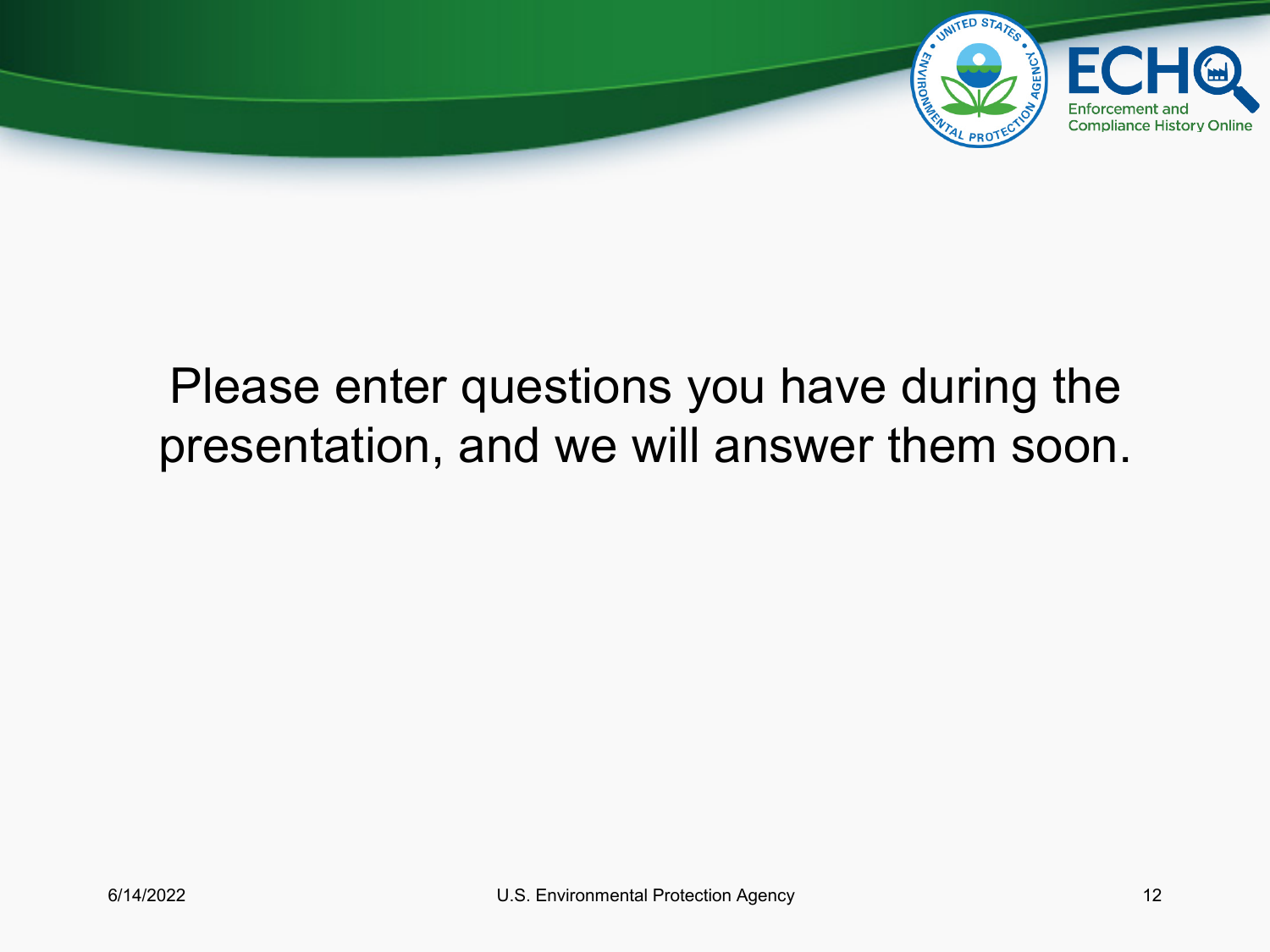Please enter questions you have during the presentation, and we will answer them soon.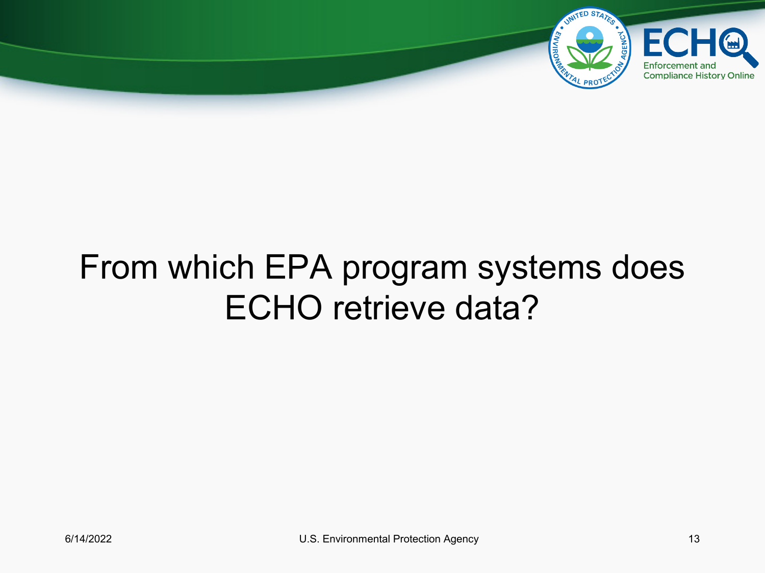# From which EPA program systems does ECHO retrieve data?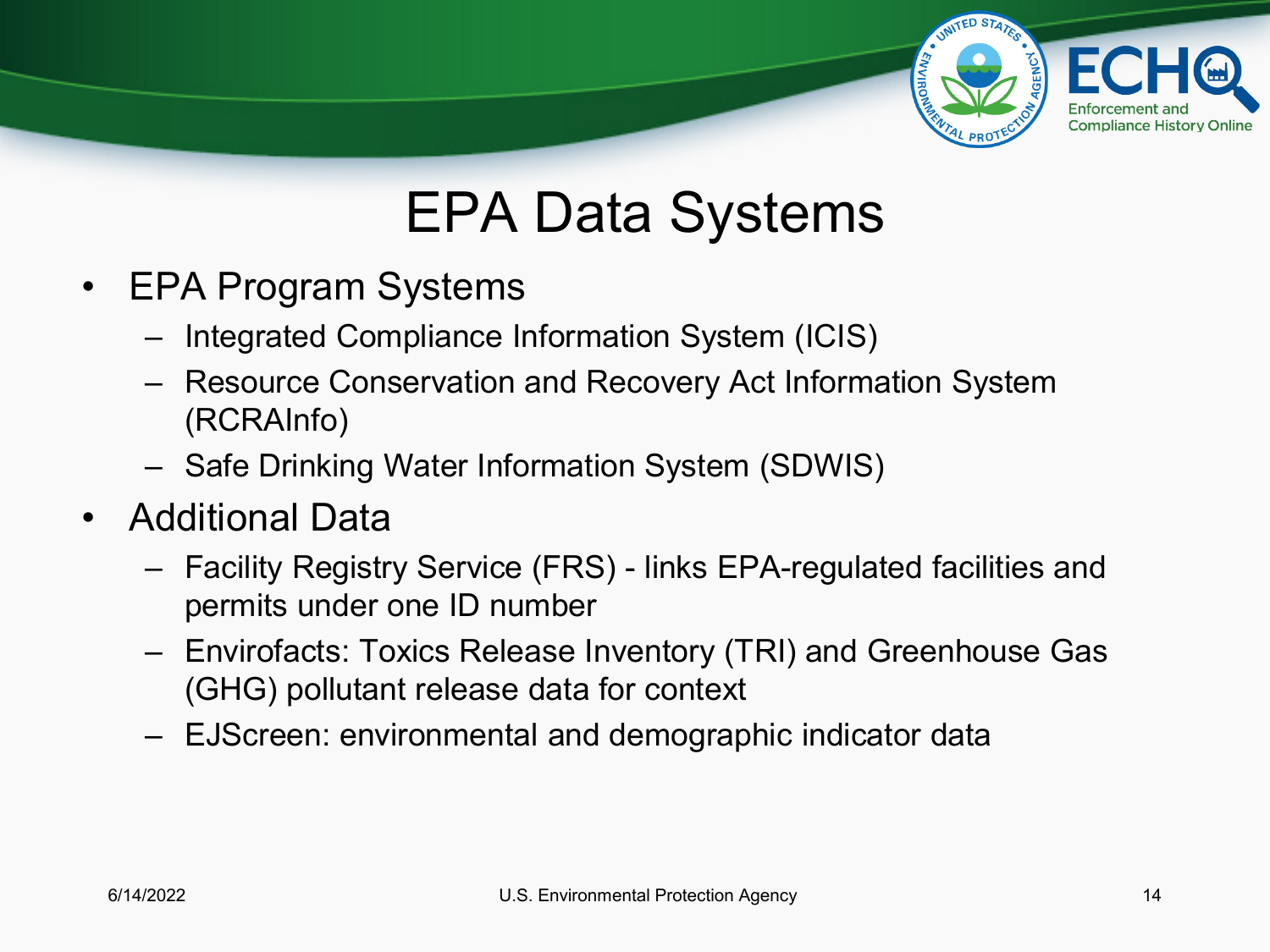# EPA Data Systems

- EPA Program Systems
  - Integrated Compliance Information System (ICIS)
  - Resource Conservation and Recovery Act Information System (RCRAInfo)
  - Safe Drinking Water Information System (SDWIS)
- Additional Data
  - Facility Registry Service (FRS) - links EPA-regulated facilities and permits under one ID number
  - Envirofacts: Toxics Release Inventory (TRI) and Greenhouse Gas (GHG) pollutant release data for context
  - EJScreen: environmental and demographic indicator data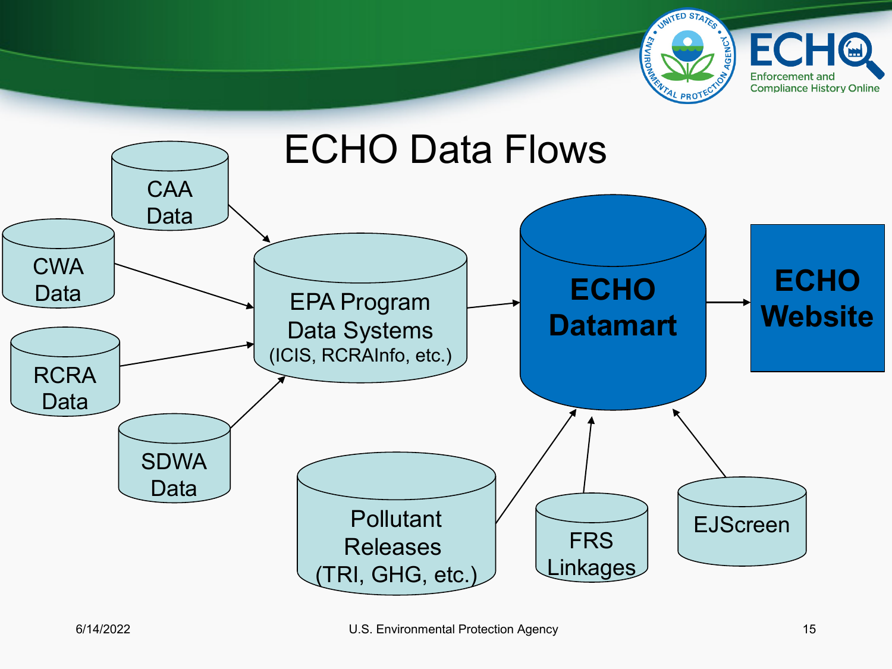# ECHO Data Flows

- CAA Data
- CWA Data
- RCRA Data
- SDWA Data

EPA Program Data Systems (ICIS, RCRAInfo, etc.)

ECHO Datamart

ECHO Website

Pollutant Releases (TRI, GHG, etc.)

FRS Linkages

EJScreen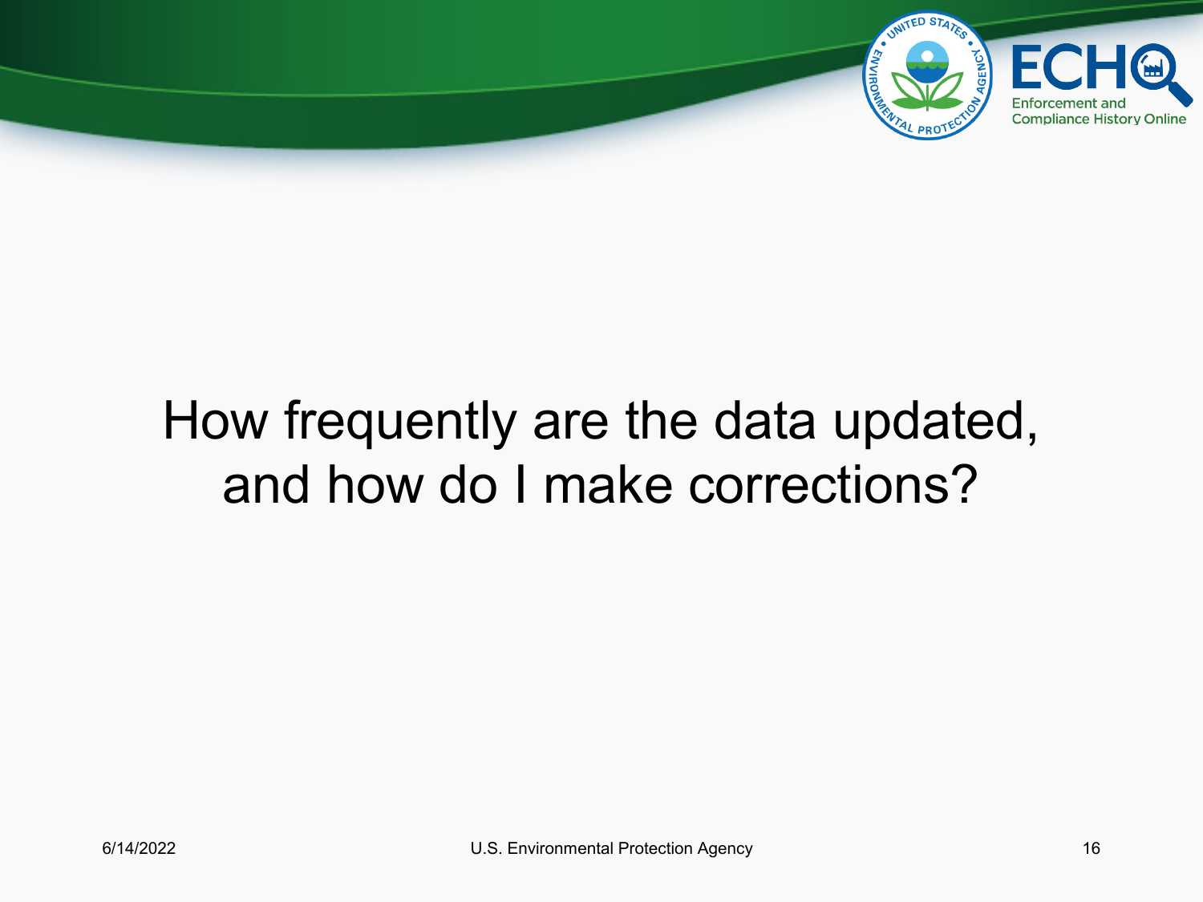# How frequently are the data updated, and how do I make corrections?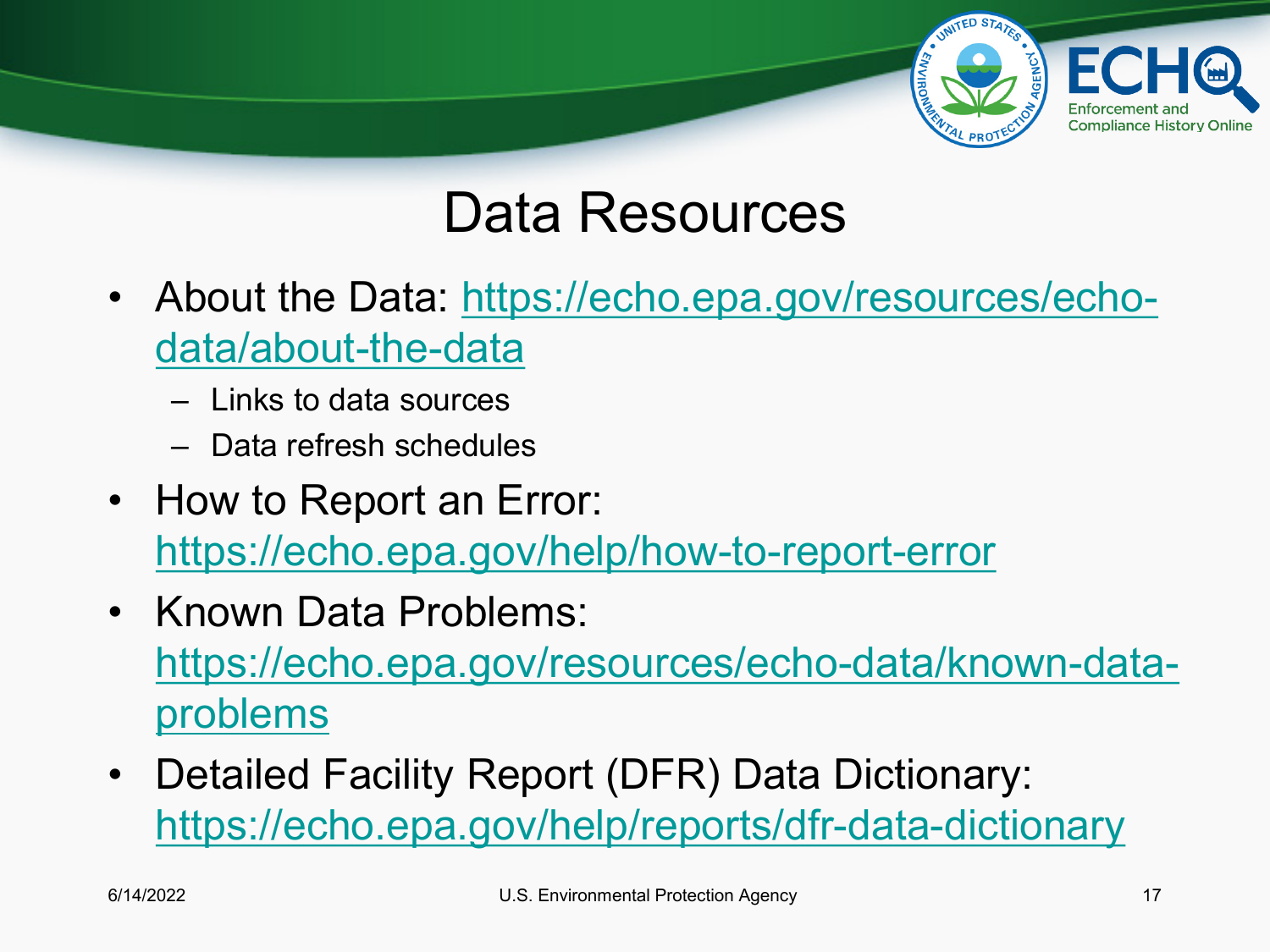# Data Resources

- About the Data: https://echo.epa.gov/resources/echo-data/about-the-data
  - Links to data sources
  - Data refresh schedules
- How to Report an Error: https://echo.epa.gov/help/how-to-report-error
- Known Data Problems: https://echo.epa.gov/resources/echo-data/known-data-problems
- Detailed Facility Report (DFR) Data Dictionary: https://echo.epa.gov/help/reports/dfr-data-dictionary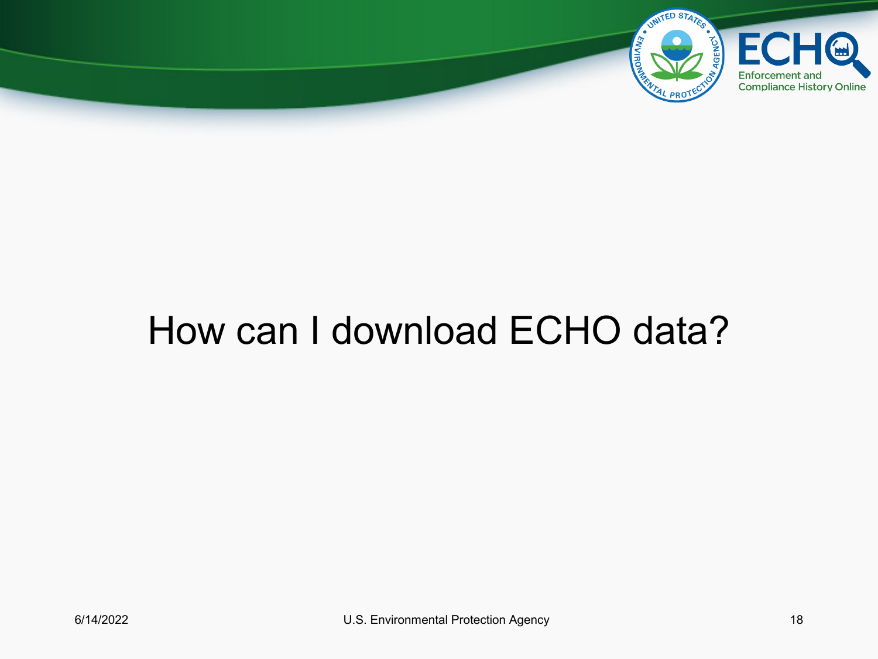# How can I download ECHO data?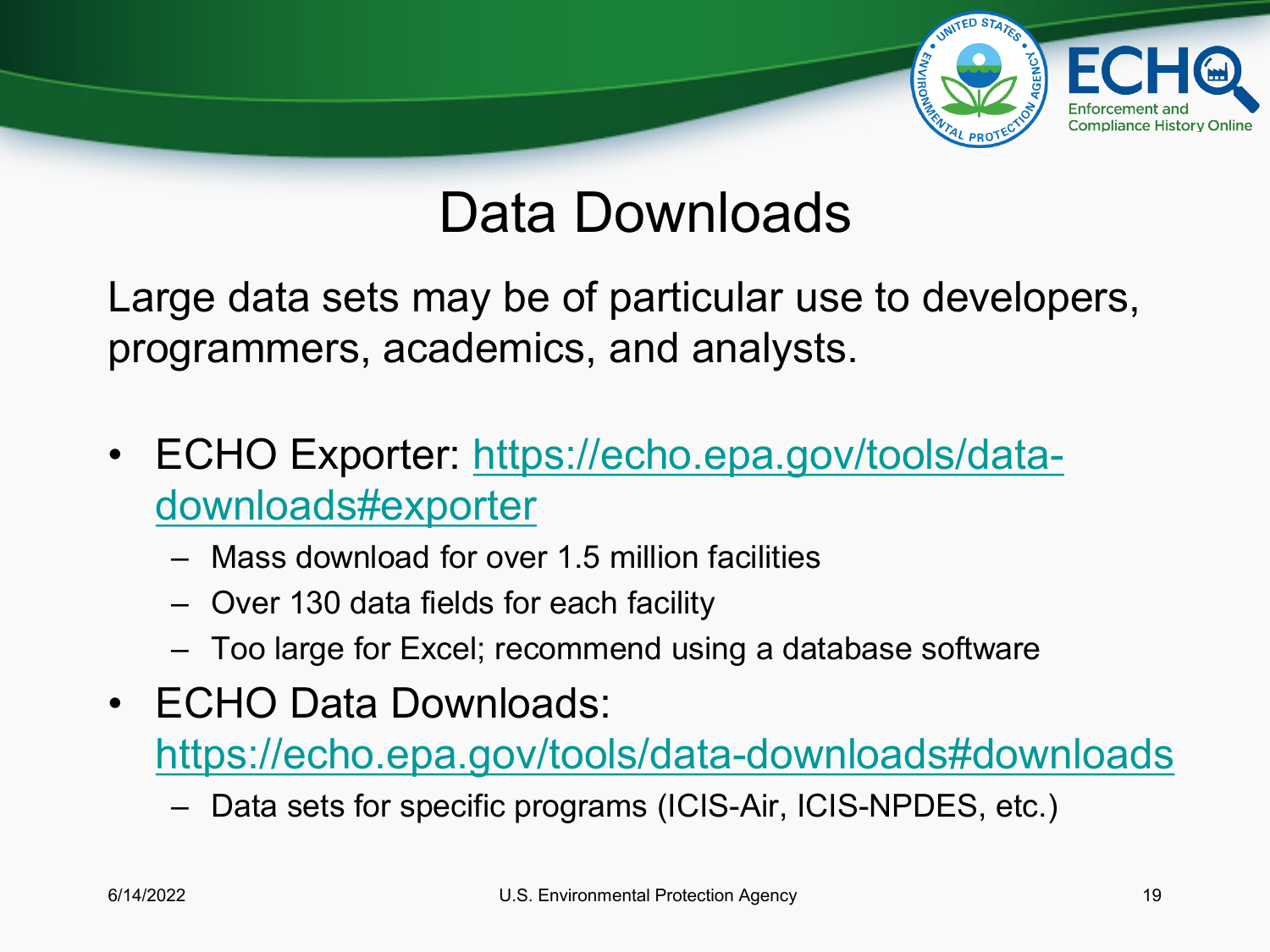# Data Downloads

Large data sets may be of particular use to developers, programmers, academics, and analysts.

- ECHO Exporter: https://echo.epa.gov/tools/data-downloads#exporter
  - Mass download for over 1.5 million facilities
  - Over 130 data fields for each facility
  - Too large for Excel; recommend using a database software
- ECHO Data Downloads: https://echo.epa.gov/tools/data-downloads#downloads
  - Data sets for specific programs (ICIS-Air, ICIS-NPDES, etc.)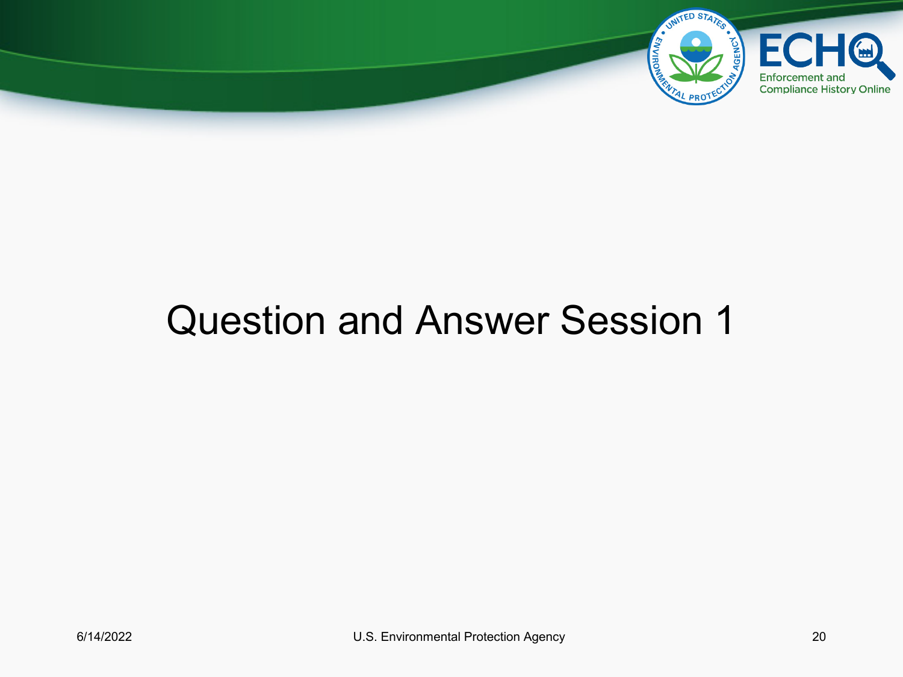# Question and Answer Session 1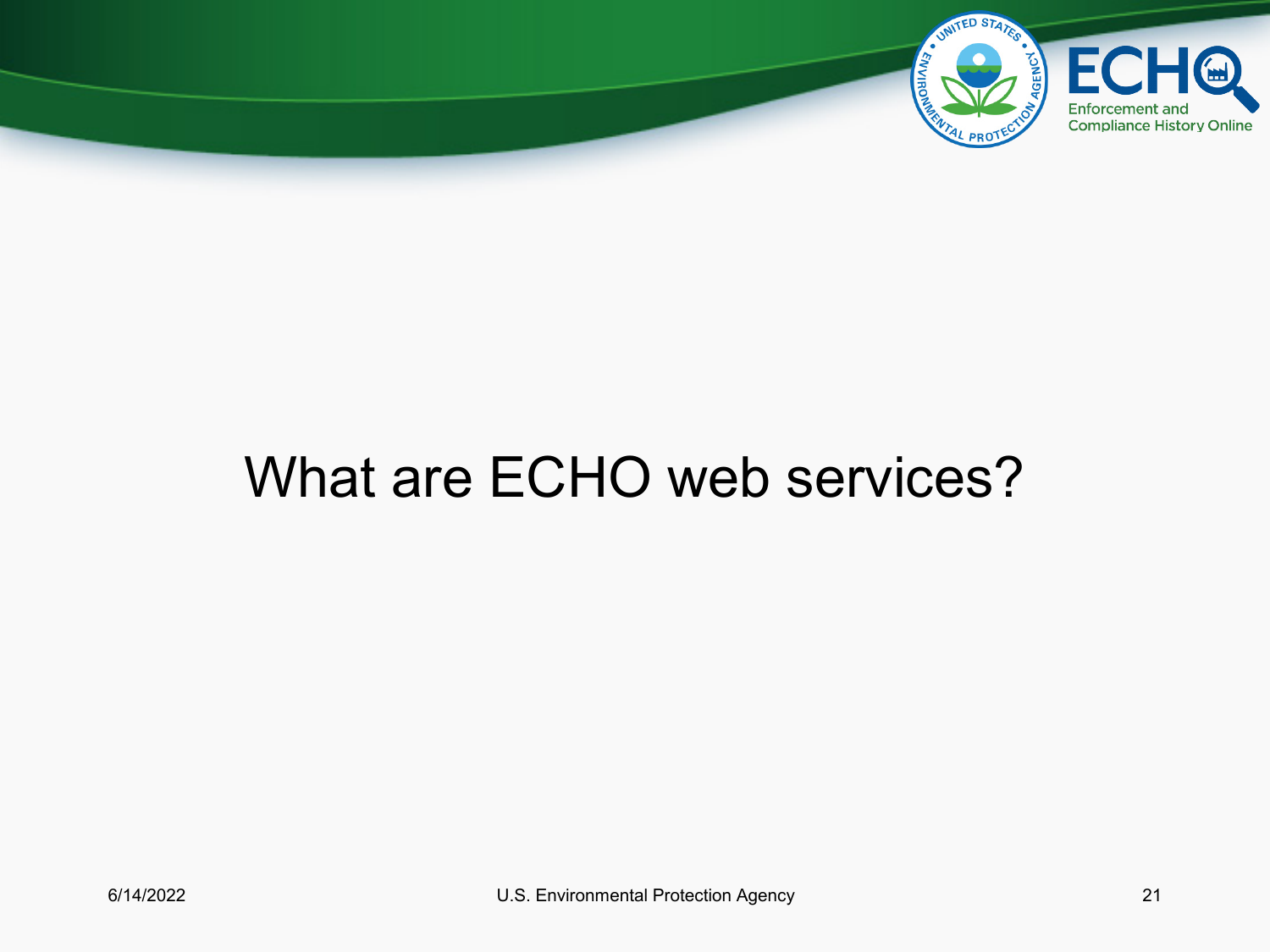# What are ECHO web services?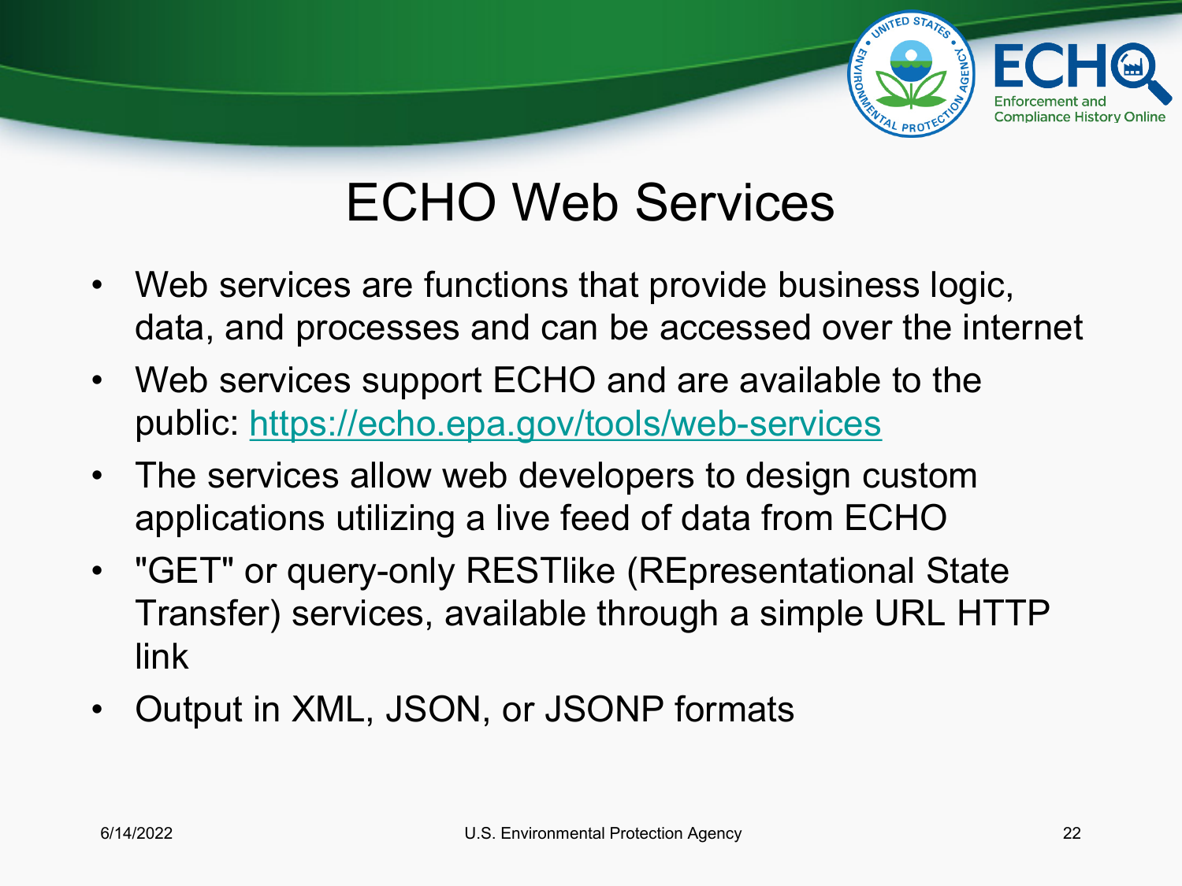# ECHO Web Services

- Web services are functions that provide business logic, data, and processes and can be accessed over the internet
- Web services support ECHO and are available to the public: https://echo.epa.gov/tools/web-services
- The services allow web developers to design custom applications utilizing a live feed of data from ECHO
- "GET" or query-only RESTlike (REpresentational State Transfer) services, available through a simple URL HTTP link
- Output in XML, JSON, or JSONP formats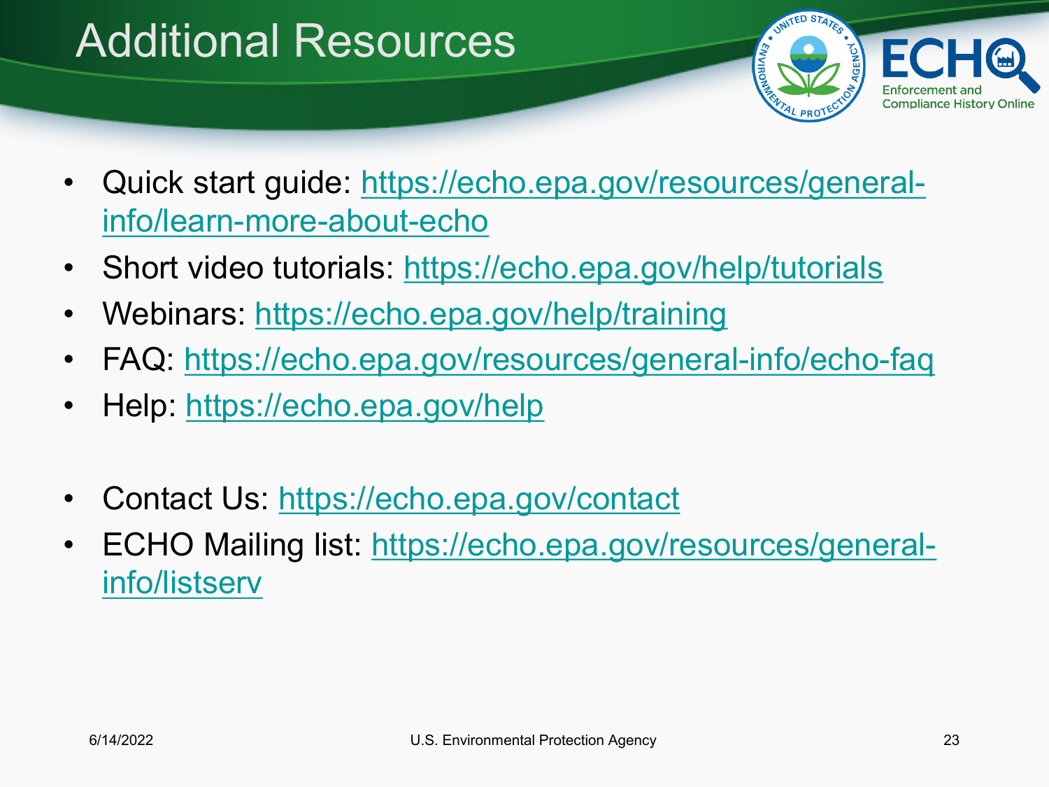# Additional Resources

- Quick start guide: https://echo.epa.gov/resources/general-info/learn-more-about-echo
- Short video tutorials: https://echo.epa.gov/help/tutorials
- Webinars: https://echo.epa.gov/help/training
- FAQ: https://echo.epa.gov/resources/general-info/echo-faq
- Help: https://echo.epa.gov/help

- Contact Us: https://echo.epa.gov/contact
- ECHO Mailing list: https://echo.epa.gov/resources/general-info/listserv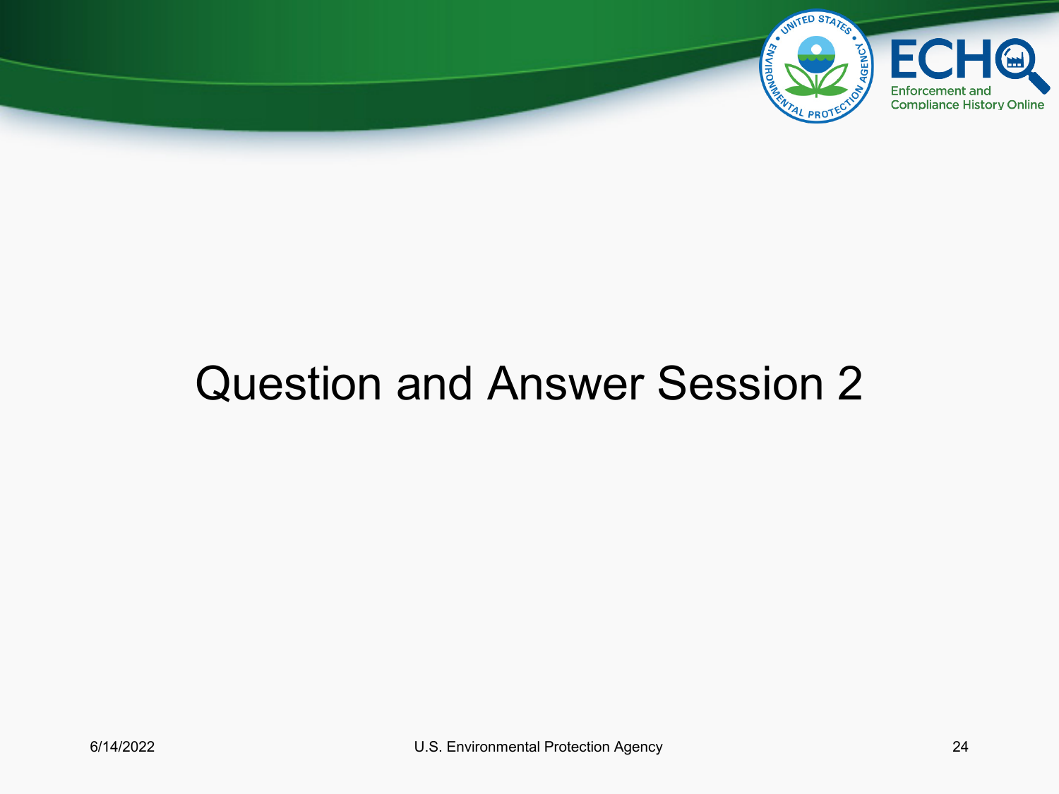# Question and Answer Session 2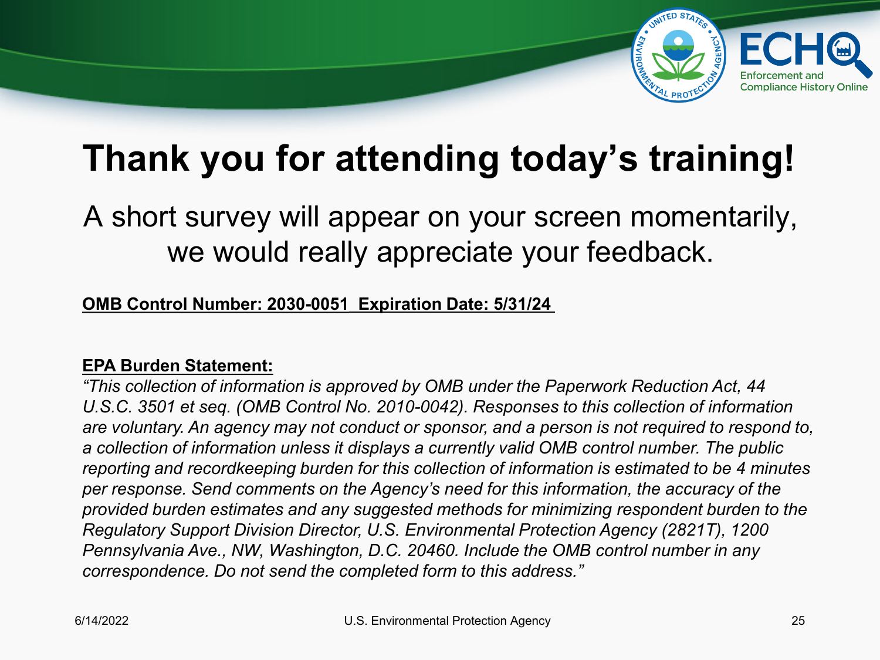# Thank you for attending today's training!

A short survey will appear on your screen momentarily, we would really appreciate your feedback.

**OMB Control Number: 2030-0051  Expiration Date: 5/31/24**

**EPA Burden Statement:**

*"This collection of information is approved by OMB under the Paperwork Reduction Act, 44 U.S.C. 3501 et seq. (OMB Control No. 2010-0042). Responses to this collection of information are voluntary. An agency may not conduct or sponsor, and a person is not required to respond to, a collection of information unless it displays a currently valid OMB control number. The public reporting and recordkeeping burden for this collection of information is estimated to be 4 minutes per response. Send comments on the Agency's need for this information, the accuracy of the provided burden estimates and any suggested methods for minimizing respondent burden to the Regulatory Support Division Director, U.S. Environmental Protection Agency (2821T), 1200 Pennsylvania Ave., NW, Washington, D.C. 20460. Include the OMB control number in any correspondence. Do not send the completed form to this address."*